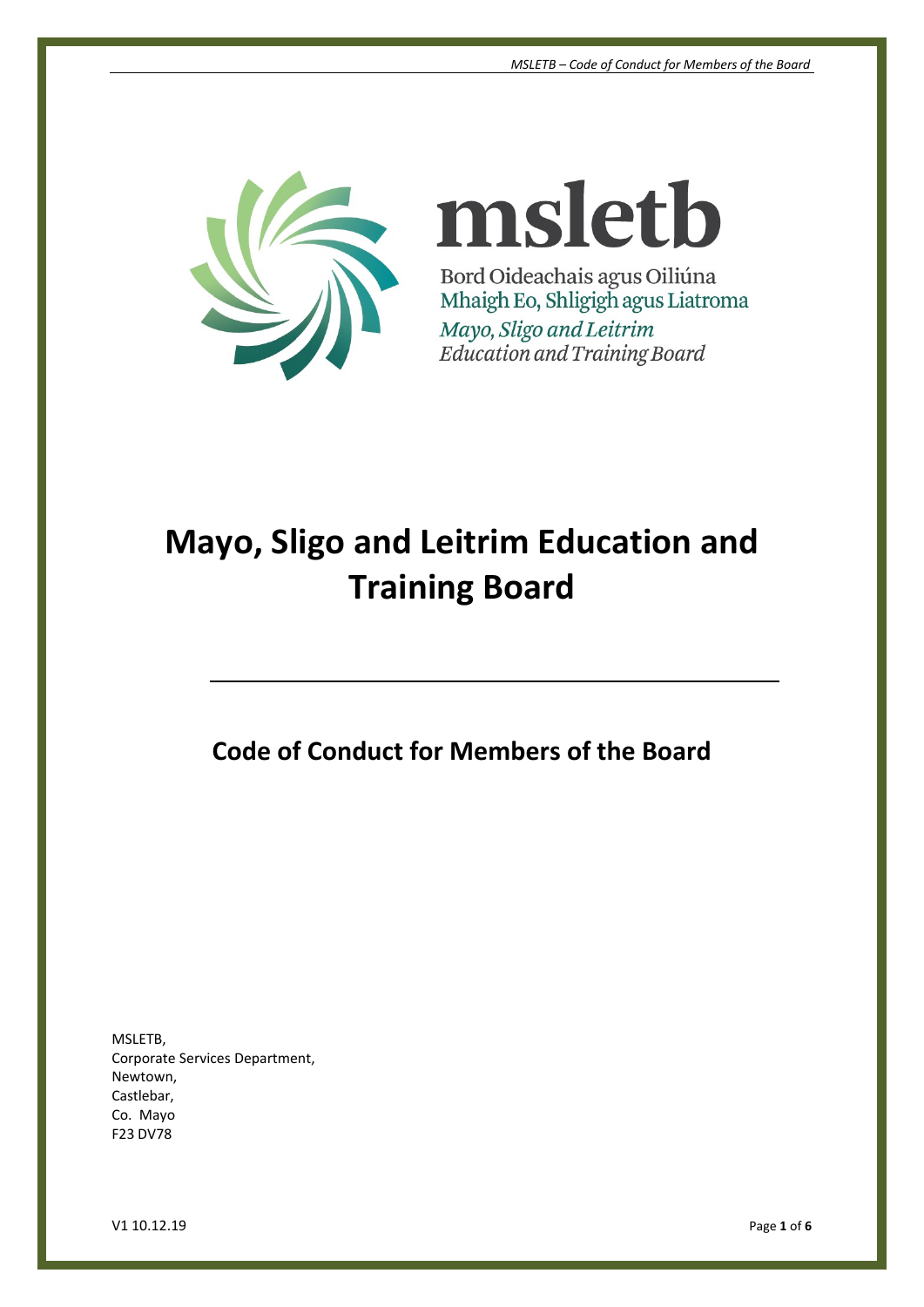msletb

Bord Oideachais agus Oiliúna
Mhaigh Eo, Shligigh agus Liatroma
*Mayo, Sligo and Leitrim*
*Education and Training Board*

# Mayo, Sligo and Leitrim Education and Training Board

## Code of Conduct for Members of the Board

MSLETB,
Corporate Services Department,
Newtown,
Castlebar,
Co. Mayo
F23 DV78

V1 10.12.19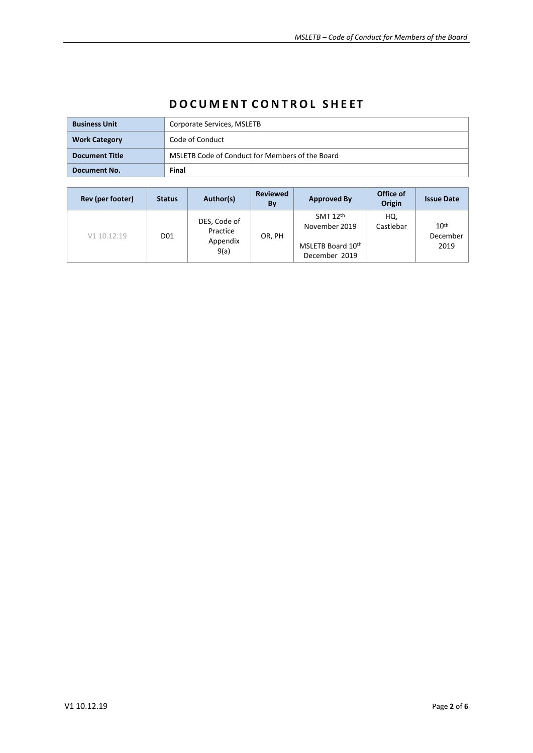# DOCUMENT CONTROL SHEET

| **Business Unit** | Corporate Services, MSLETB |
|---|---|
| **Work Category** | Code of Conduct |
| **Document Title** | MSLETB Code of Conduct for Members of the Board |
| **Document No.** | **Final** |

| Rev (per footer) | Status | Author(s) | Reviewed By | Approved By | Office of Origin | Issue Date |
|---|---|---|---|---|---|---|
| V1 10.12.19 | D01 | DES, Code of Practice Appendix 9(a) | OR, PH | SMT 12th November 2019<br><br>MSLETB Board 10th December 2019 | HQ, Castlebar | 10th December 2019 |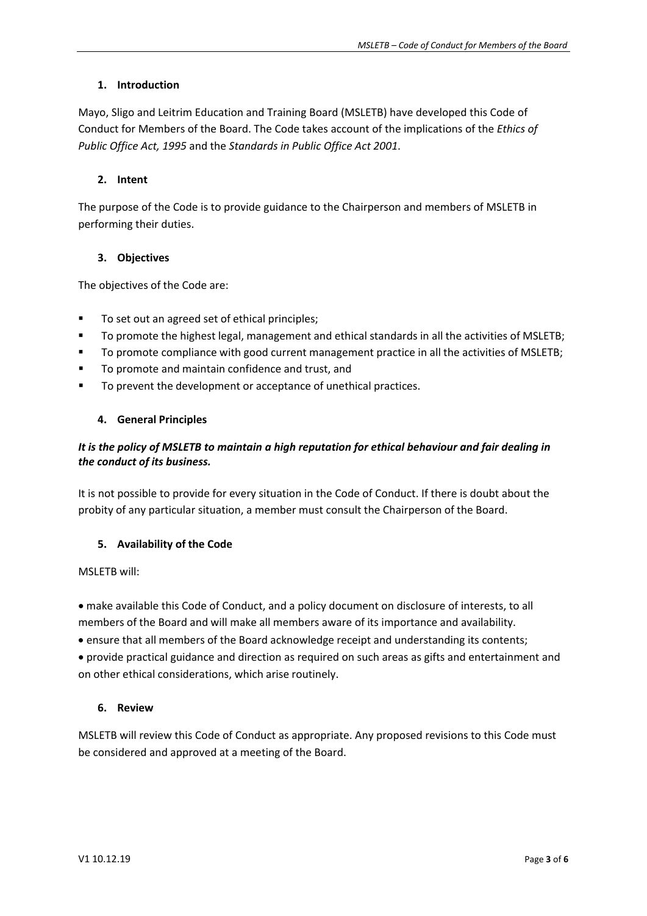## 1. Introduction

Mayo, Sligo and Leitrim Education and Training Board (MSLETB) have developed this Code of Conduct for Members of the Board. The Code takes account of the implications of the *Ethics of Public Office Act, 1995* and the *Standards in Public Office Act 2001*.

## 2. Intent

The purpose of the Code is to provide guidance to the Chairperson and members of MSLETB in performing their duties.

## 3. Objectives

The objectives of the Code are:

- To set out an agreed set of ethical principles;
- To promote the highest legal, management and ethical standards in all the activities of MSLETB;
- To promote compliance with good current management practice in all the activities of MSLETB;
- To promote and maintain confidence and trust, and
- To prevent the development or acceptance of unethical practices.

## 4. General Principles

***It is the policy of MSLETB to maintain a high reputation for ethical behaviour and fair dealing in the conduct of its business.***

It is not possible to provide for every situation in the Code of Conduct. If there is doubt about the probity of any particular situation, a member must consult the Chairperson of the Board.

## 5. Availability of the Code

MSLETB will:

- make available this Code of Conduct, and a policy document on disclosure of interests, to all members of the Board and will make all members aware of its importance and availability.
- ensure that all members of the Board acknowledge receipt and understanding its contents;
- provide practical guidance and direction as required on such areas as gifts and entertainment and on other ethical considerations, which arise routinely.

## 6. Review

MSLETB will review this Code of Conduct as appropriate. Any proposed revisions to this Code must be considered and approved at a meeting of the Board.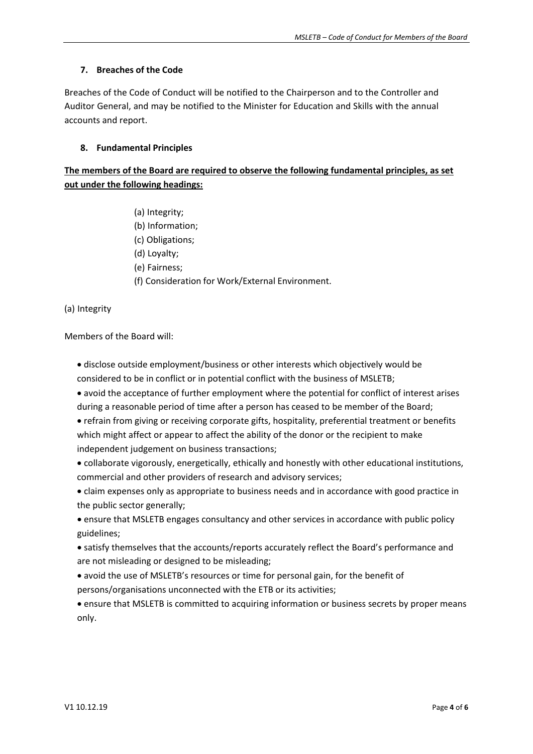### 7. Breaches of the Code

Breaches of the Code of Conduct will be notified to the Chairperson and to the Controller and Auditor General, and may be notified to the Minister for Education and Skills with the annual accounts and report.

### 8. Fundamental Principles

**The members of the Board are required to observe the following fundamental principles, as set out under the following headings:**

(a) Integrity;
(b) Information;
(c) Obligations;
(d) Loyalty;
(e) Fairness;
(f) Consideration for Work/External Environment.

(a) Integrity

Members of the Board will:

- disclose outside employment/business or other interests which objectively would be considered to be in conflict or in potential conflict with the business of MSLETB;
- avoid the acceptance of further employment where the potential for conflict of interest arises during a reasonable period of time after a person has ceased to be member of the Board;
- refrain from giving or receiving corporate gifts, hospitality, preferential treatment or benefits which might affect or appear to affect the ability of the donor or the recipient to make independent judgement on business transactions;
- collaborate vigorously, energetically, ethically and honestly with other educational institutions, commercial and other providers of research and advisory services;
- claim expenses only as appropriate to business needs and in accordance with good practice in the public sector generally;
- ensure that MSLETB engages consultancy and other services in accordance with public policy guidelines;
- satisfy themselves that the accounts/reports accurately reflect the Board's performance and are not misleading or designed to be misleading;
- avoid the use of MSLETB's resources or time for personal gain, for the benefit of persons/organisations unconnected with the ETB or its activities;
- ensure that MSLETB is committed to acquiring information or business secrets by proper means only.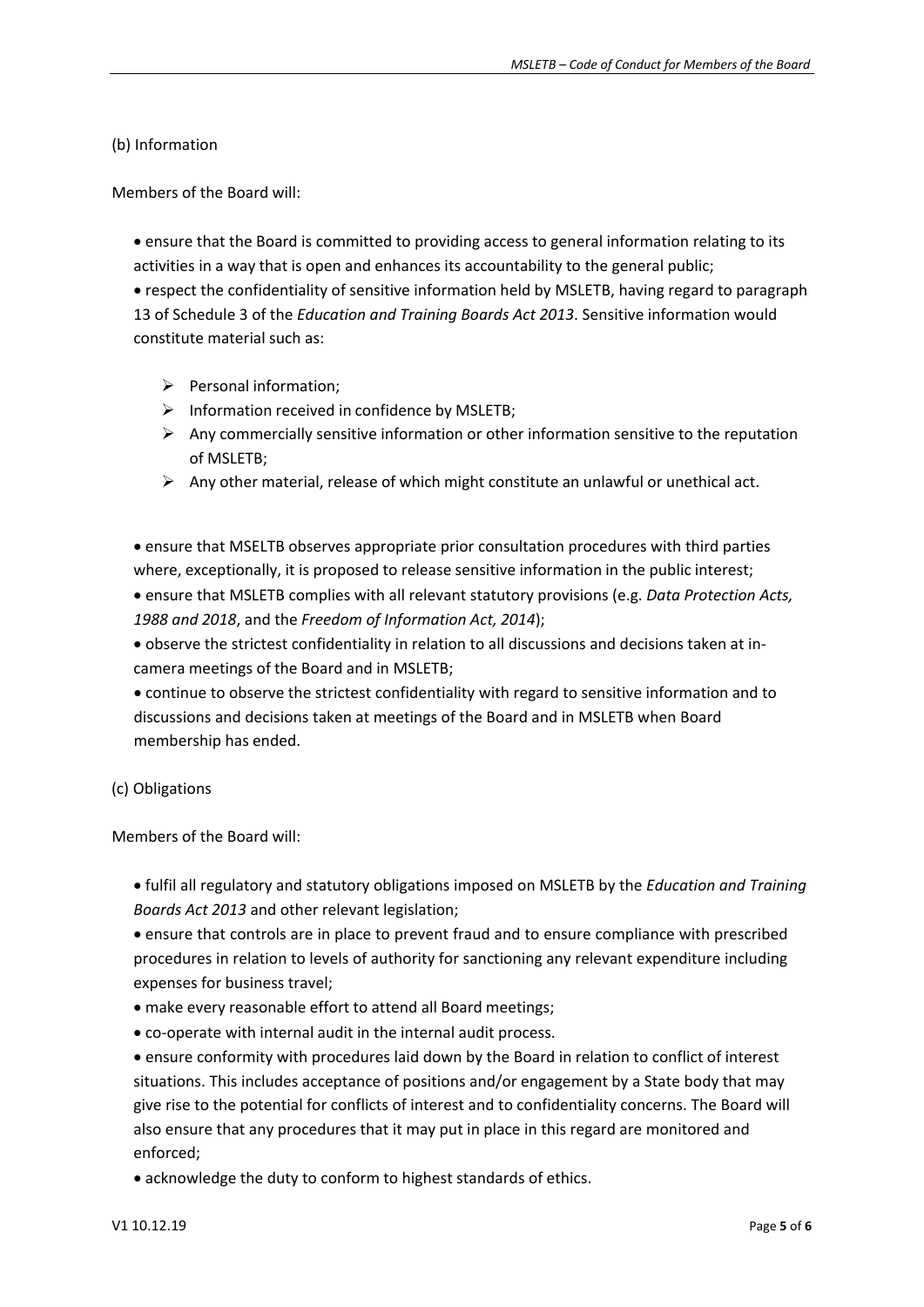(b) Information

Members of the Board will:

- ensure that the Board is committed to providing access to general information relating to its activities in a way that is open and enhances its accountability to the general public;
- respect the confidentiality of sensitive information held by MSLETB, having regard to paragraph 13 of Schedule 3 of the *Education and Training Boards Act 2013*. Sensitive information would constitute material such as:
    - Personal information;
    - Information received in confidence by MSLETB;
    - Any commercially sensitive information or other information sensitive to the reputation of MSLETB;
    - Any other material, release of which might constitute an unlawful or unethical act.

- ensure that MSELTB observes appropriate prior consultation procedures with third parties where, exceptionally, it is proposed to release sensitive information in the public interest;
- ensure that MSLETB complies with all relevant statutory provisions (e.g. *Data Protection Acts, 1988 and 2018*, and the *Freedom of Information Act, 2014*);
- observe the strictest confidentiality in relation to all discussions and decisions taken at in-camera meetings of the Board and in MSLETB;
- continue to observe the strictest confidentiality with regard to sensitive information and to discussions and decisions taken at meetings of the Board and in MSLETB when Board membership has ended.

(c) Obligations

Members of the Board will:

- fulfil all regulatory and statutory obligations imposed on MSLETB by the *Education and Training Boards Act 2013* and other relevant legislation;
- ensure that controls are in place to prevent fraud and to ensure compliance with prescribed procedures in relation to levels of authority for sanctioning any relevant expenditure including expenses for business travel;
- make every reasonable effort to attend all Board meetings;
- co-operate with internal audit in the internal audit process.
- ensure conformity with procedures laid down by the Board in relation to conflict of interest situations. This includes acceptance of positions and/or engagement by a State body that may give rise to the potential for conflicts of interest and to confidentiality concerns. The Board will also ensure that any procedures that it may put in place in this regard are monitored and enforced;
- acknowledge the duty to conform to highest standards of ethics.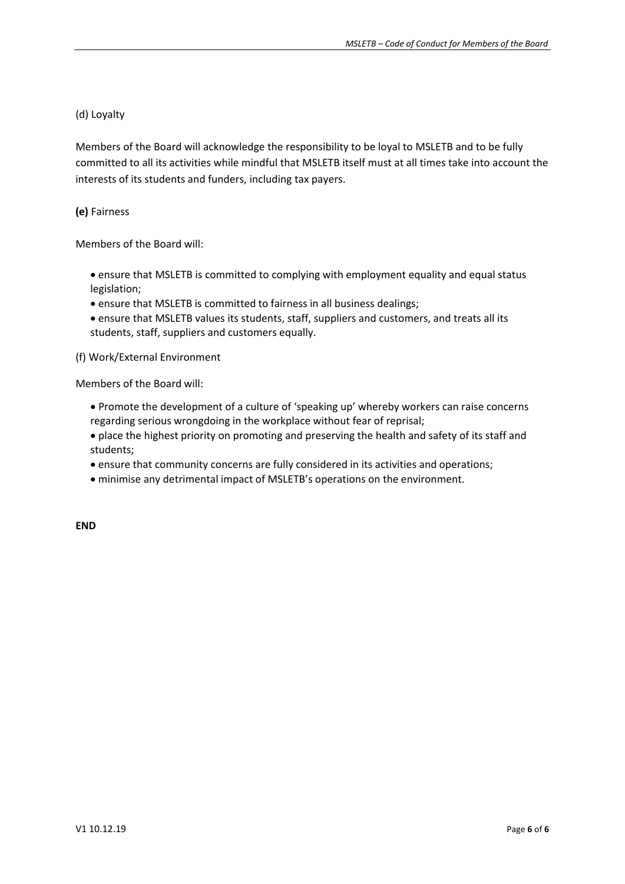(d) Loyalty

Members of the Board will acknowledge the responsibility to be loyal to MSLETB and to be fully committed to all its activities while mindful that MSLETB itself must at all times take into account the interests of its students and funders, including tax payers.

**(e)** Fairness

Members of the Board will:

- ensure that MSLETB is committed to complying with employment equality and equal status legislation;
- ensure that MSLETB is committed to fairness in all business dealings;
- ensure that MSLETB values its students, staff, suppliers and customers, and treats all its students, staff, suppliers and customers equally.

(f) Work/External Environment

Members of the Board will:

- Promote the development of a culture of 'speaking up' whereby workers can raise concerns regarding serious wrongdoing in the workplace without fear of reprisal;
- place the highest priority on promoting and preserving the health and safety of its staff and students;
- ensure that community concerns are fully considered in its activities and operations;
- minimise any detrimental impact of MSLETB's operations on the environment.

**END**

V1 10.12.19